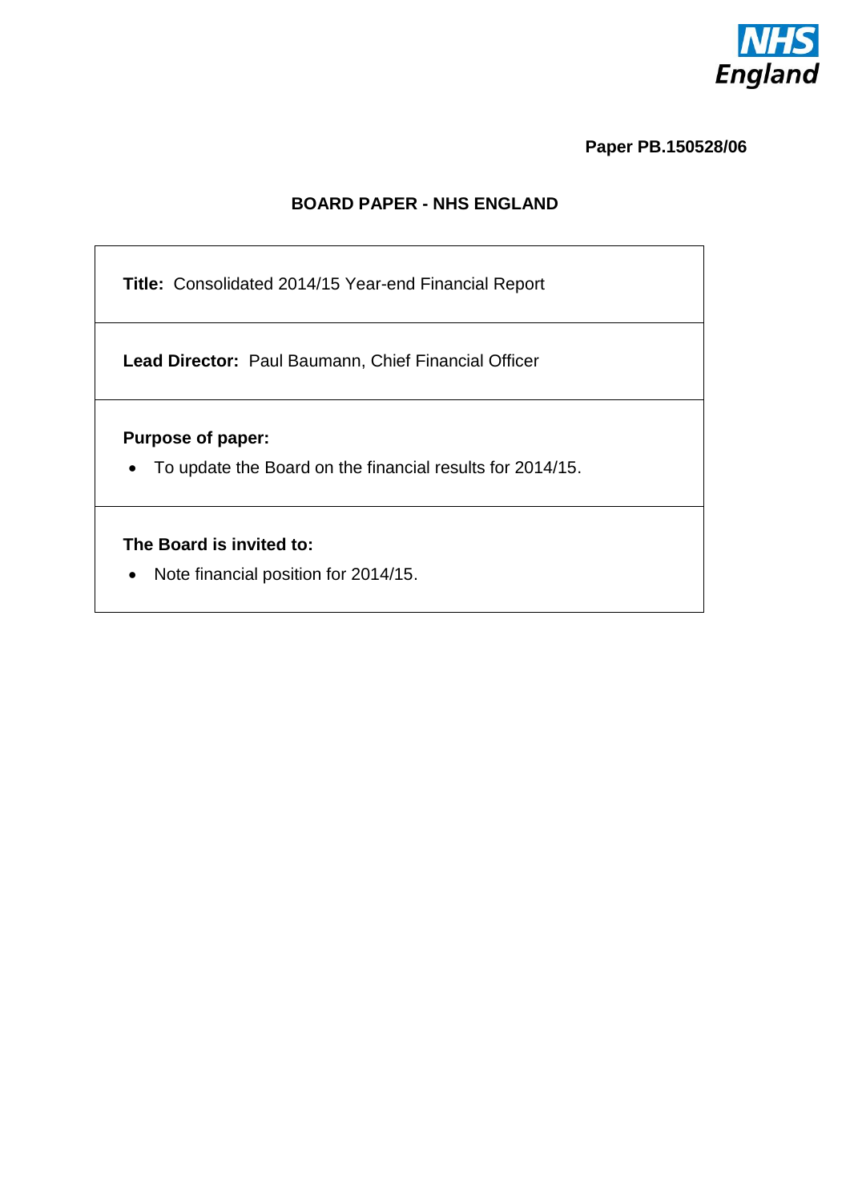NHS England

**Paper PB.150528/06**

## BOARD PAPER - NHS ENGLAND

**Title:** Consolidated 2014/15 Year-end Financial Report

**Lead Director:** Paul Baumann, Chief Financial Officer

**Purpose of paper:**

- To update the Board on the financial results for 2014/15.

**The Board is invited to:**

- Note financial position for 2014/15.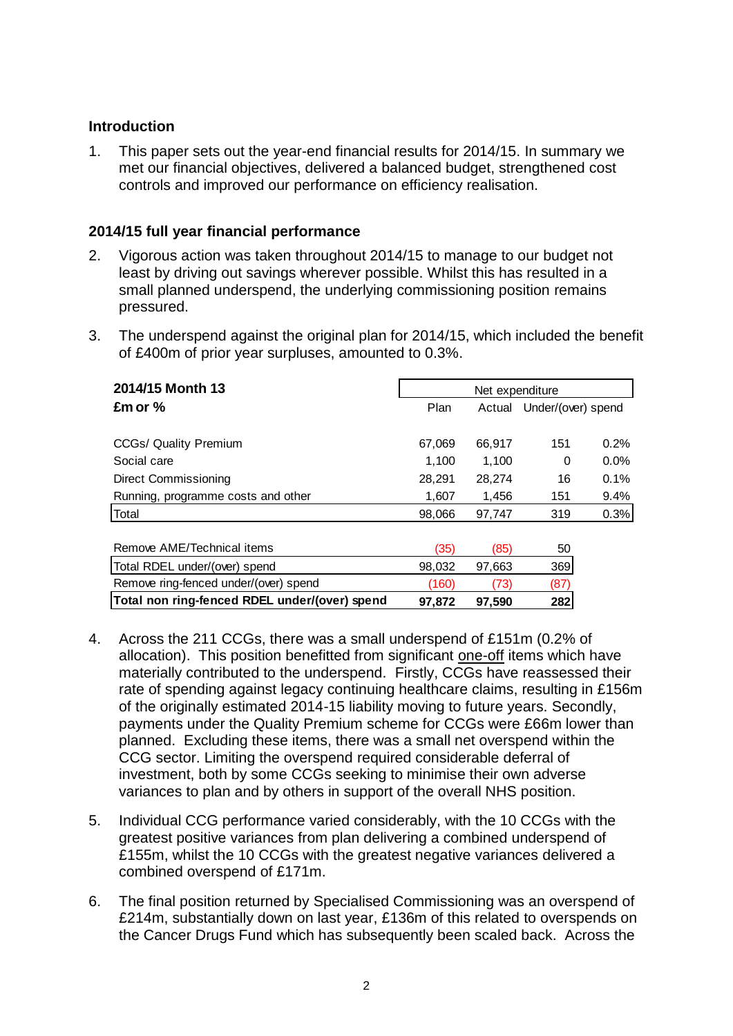## Introduction

1. This paper sets out the year-end financial results for 2014/15. In summary we met our financial objectives, delivered a balanced budget, strengthened cost controls and improved our performance on efficiency realisation.

## 2014/15 full year financial performance

2. Vigorous action was taken throughout 2014/15 to manage to our budget not least by driving out savings wherever possible. Whilst this has resulted in a small planned underspend, the underlying commissioning position remains pressured.

3. The underspend against the original plan for 2014/15, which included the benefit of £400m of prior year surpluses, amounted to 0.3%.

| **2014/15 Month 13** | Net expenditure | | | |
|---|---|---|---|---|
| **£m or %** | Plan | Actual | Under/(over) spend | |
| CCGs/ Quality Premium | 67,069 | 66,917 | 151 | 0.2% |
| Social care | 1,100 | 1,100 | 0 | 0.0% |
| Direct Commissioning | 28,291 | 28,274 | 16 | 0.1% |
| Running, programme costs and other | 1,607 | 1,456 | 151 | 9.4% |
| Total | 98,066 | 97,747 | 319 | 0.3% |
| | | | | |
| Remove AME/Technical items | (35) | (85) | 50 | |
| Total RDEL under/(over) spend | 98,032 | 97,663 | 369 | |
| Remove ring-fenced under/(over) spend | (160) | (73) | (87) | |
| **Total non ring-fenced RDEL under/(over) spend** | **97,872** | **97,590** | **282** | |

4. Across the 211 CCGs, there was a small underspend of £151m (0.2% of allocation). This position benefitted from significant one-off items which have materially contributed to the underspend. Firstly, CCGs have reassessed their rate of spending against legacy continuing healthcare claims, resulting in £156m of the originally estimated 2014-15 liability moving to future years. Secondly, payments under the Quality Premium scheme for CCGs were £66m lower than planned. Excluding these items, there was a small net overspend within the CCG sector. Limiting the overspend required considerable deferral of investment, both by some CCGs seeking to minimise their own adverse variances to plan and by others in support of the overall NHS position.

5. Individual CCG performance varied considerably, with the 10 CCGs with the greatest positive variances from plan delivering a combined underspend of £155m, whilst the 10 CCGs with the greatest negative variances delivered a combined overspend of £171m.

6. The final position returned by Specialised Commissioning was an overspend of £214m, substantially down on last year, £136m of this related to overspends on the Cancer Drugs Fund which has subsequently been scaled back. Across the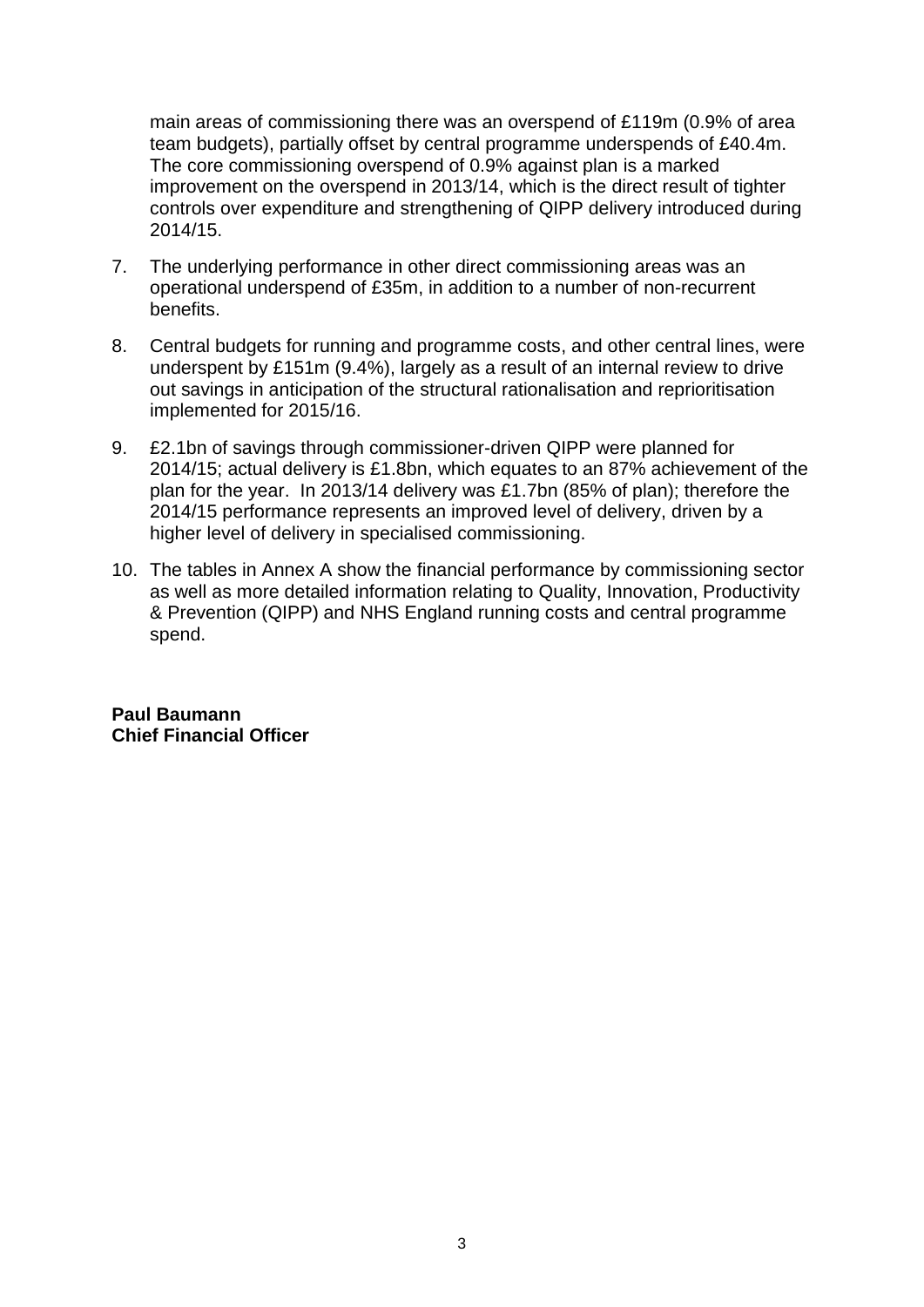main areas of commissioning there was an overspend of £119m (0.9% of area team budgets), partially offset by central programme underspends of £40.4m. The core commissioning overspend of 0.9% against plan is a marked improvement on the overspend in 2013/14, which is the direct result of tighter controls over expenditure and strengthening of QIPP delivery introduced during 2014/15.

7. The underlying performance in other direct commissioning areas was an operational underspend of £35m, in addition to a number of non-recurrent benefits.

8. Central budgets for running and programme costs, and other central lines, were underspent by £151m (9.4%), largely as a result of an internal review to drive out savings in anticipation of the structural rationalisation and reprioritisation implemented for 2015/16.

9. £2.1bn of savings through commissioner-driven QIPP were planned for 2014/15; actual delivery is £1.8bn, which equates to an 87% achievement of the plan for the year. In 2013/14 delivery was £1.7bn (85% of plan); therefore the 2014/15 performance represents an improved level of delivery, driven by a higher level of delivery in specialised commissioning.

10. The tables in Annex A show the financial performance by commissioning sector as well as more detailed information relating to Quality, Innovation, Productivity & Prevention (QIPP) and NHS England running costs and central programme spend.

**Paul Baumann**
**Chief Financial Officer**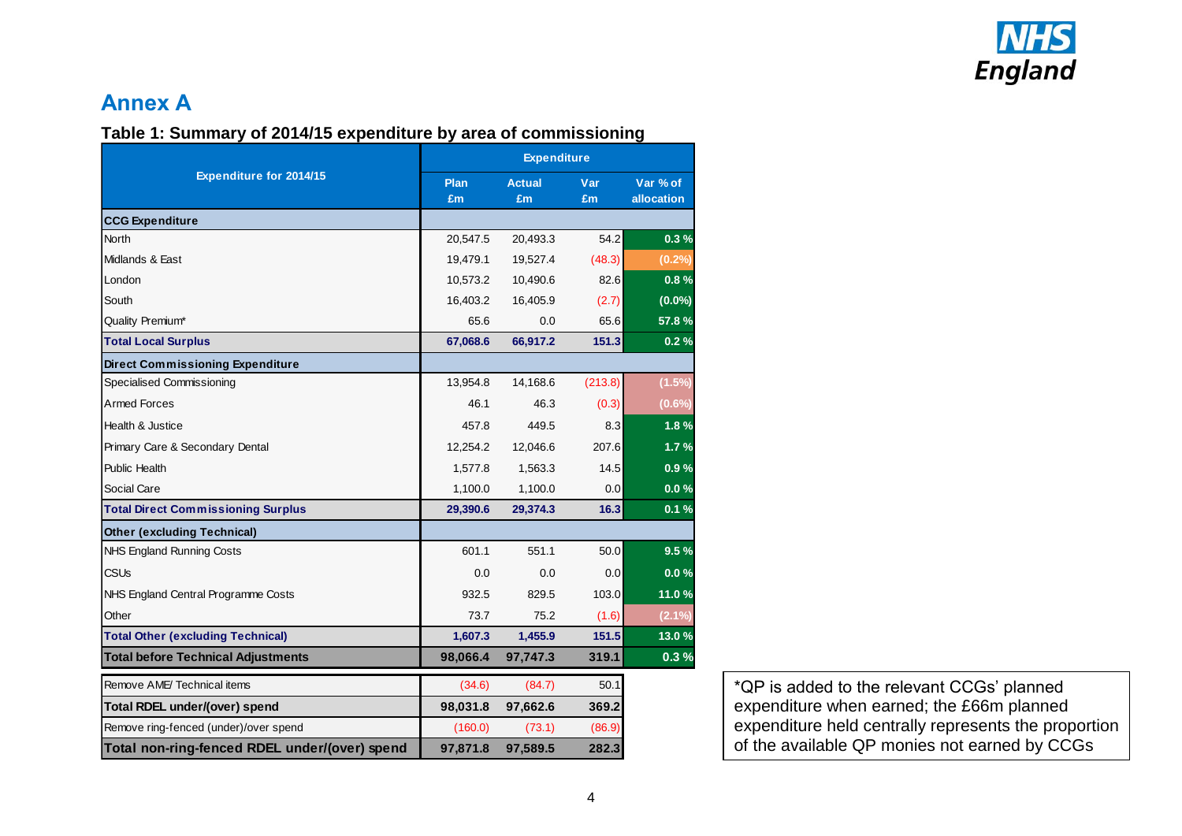## Annex A

### Table 1: Summary of 2014/15 expenditure by area of commissioning

| Expenditure for 2014/15 | Expenditure | | | |
|---|---|---|---|---|
| | Plan £m | Actual £m | Var £m | Var % of allocation |
| **CCG Expenditure** | | | | |
| North | 20,547.5 | 20,493.3 | 54.2 | 0.3 % |
| Midlands & East | 19,479.1 | 19,527.4 | (48.3) | (0.2%) |
| London | 10,573.2 | 10,490.6 | 82.6 | 0.8 % |
| South | 16,403.2 | 16,405.9 | (2.7) | (0.0%) |
| Quality Premium* | 65.6 | 0.0 | 65.6 | 57.8 % |
| **Total Local Surplus** | **67,068.6** | **66,917.2** | **151.3** | **0.2 %** |
| **Direct Commissioning Expenditure** | | | | |
| Specialised Commissioning | 13,954.8 | 14,168.6 | (213.8) | (1.5%) |
| Armed Forces | 46.1 | 46.3 | (0.3) | (0.6%) |
| Health & Justice | 457.8 | 449.5 | 8.3 | 1.8 % |
| Primary Care & Secondary Dental | 12,254.2 | 12,046.6 | 207.6 | 1.7 % |
| Public Health | 1,577.8 | 1,563.3 | 14.5 | 0.9 % |
| Social Care | 1,100.0 | 1,100.0 | 0.0 | 0.0 % |
| **Total Direct Commissioning Surplus** | **29,390.6** | **29,374.3** | **16.3** | **0.1 %** |
| **Other (excluding Technical)** | | | | |
| NHS England Running Costs | 601.1 | 551.1 | 50.0 | 9.5 % |
| CSUs | 0.0 | 0.0 | 0.0 | 0.0 % |
| NHS England Central Programme Costs | 932.5 | 829.5 | 103.0 | 11.0 % |
| Other | 73.7 | 75.2 | (1.6) | (2.1%) |
| **Total Other (excluding Technical)** | **1,607.3** | **1,455.9** | **151.5** | **13.0 %** |
| **Total before Technical Adjustments** | **98,066.4** | **97,747.3** | **319.1** | **0.3 %** |
| Remove AME/ Technical items | (34.6) | (84.7) | 50.1 | |
| **Total RDEL under/(over) spend** | **98,031.8** | **97,662.6** | **369.2** | |
| Remove ring-fenced (under)/over spend | (160.0) | (73.1) | (86.9) | |
| **Total non-ring-fenced RDEL under/(over) spend** | **97,871.8** | **97,589.5** | **282.3** | |

*QP is added to the relevant CCGs' planned expenditure when earned; the £66m planned expenditure held centrally represents the proportion of the available QP monies not earned by CCGs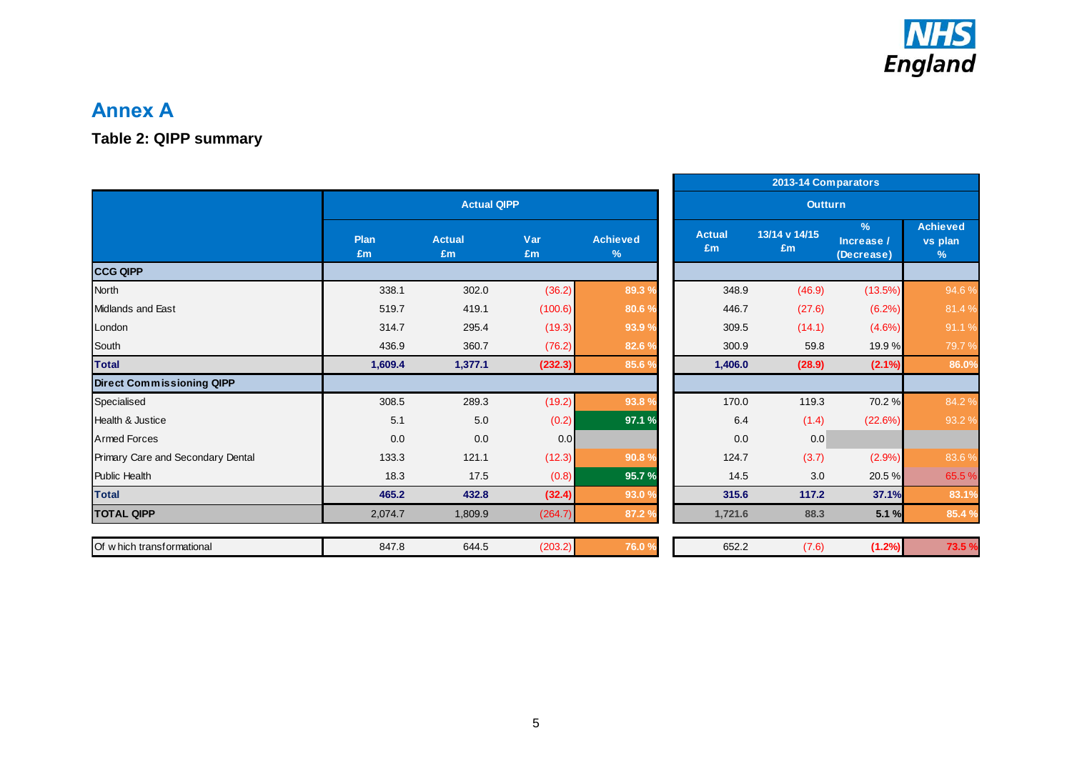# Annex A

### Table 2: QIPP summary

| | Actual QIPP | | | | 2013-14 Comparators Outturn | | | |
|---|---|---|---|---|---|---|---|---|
| | Plan £m | Actual £m | Var £m | Achieved % | Actual £m | 13/14 v 14/15 £m | % Increase / (Decrease) | Achieved vs plan % |
| **CCG QIPP** | | | | | | | | |
| North | 338.1 | 302.0 | (36.2) | 89.3 % | 348.9 | (46.9) | (13.5%) | 94.6 % |
| Midlands and East | 519.7 | 419.1 | (100.6) | 80.6 % | 446.7 | (27.6) | (6.2%) | 81.4 % |
| London | 314.7 | 295.4 | (19.3) | 93.9 % | 309.5 | (14.1) | (4.6%) | 91.1 % |
| South | 436.9 | 360.7 | (76.2) | 82.6 % | 300.9 | 59.8 | 19.9 % | 79.7 % |
| **Total** | **1,609.4** | **1,377.1** | **(232.3)** | **85.6 %** | **1,406.0** | **(28.9)** | **(2.1%)** | **86.0%** |
| **Direct Commissioning QIPP** | | | | | | | | |
| Specialised | 308.5 | 289.3 | (19.2) | 93.8 % | 170.0 | 119.3 | 70.2 % | 84.2 % |
| Health & Justice | 5.1 | 5.0 | (0.2) | 97.1 % | 6.4 | (1.4) | (22.6%) | 93.2 % |
| Armed Forces | 0.0 | 0.0 | 0.0 | | 0.0 | 0.0 | | |
| Primary Care and Secondary Dental | 133.3 | 121.1 | (12.3) | 90.8 % | 124.7 | (3.7) | (2.9%) | 83.6 % |
| Public Health | 18.3 | 17.5 | (0.8) | 95.7 % | 14.5 | 3.0 | 20.5 % | 65.5 % |
| **Total** | **465.2** | **432.8** | **(32.4)** | **93.0 %** | **315.6** | **117.2** | **37.1%** | **83.1%** |
| **TOTAL QIPP** | 2,074.7 | 1,809.9 | (264.7) | **87.2 %** | 1,721.6 | 88.3 | **5.1 %** | **85.4 %** |
| | | | | | | | | |
| Of which transformational | 847.8 | 644.5 | (203.2) | **76.0 %** | 652.2 | (7.6) | **(1.2%)** | **73.5 %** |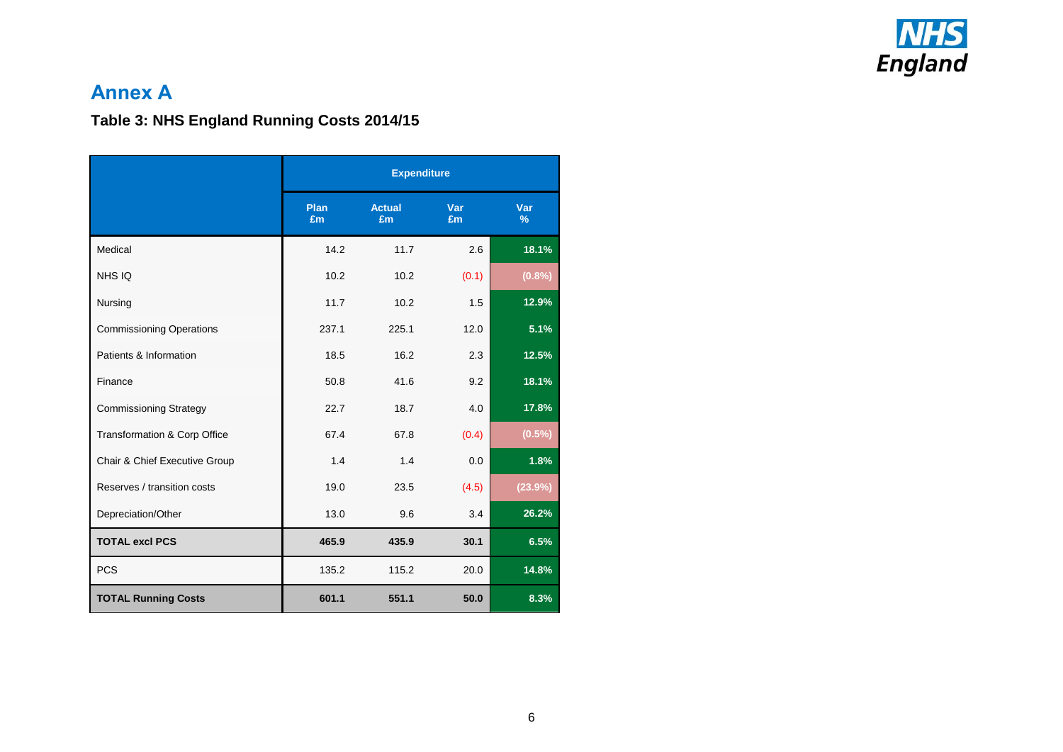## Annex A

### Table 3: NHS England Running Costs 2014/15

| | Expenditure | | | |
|---|---|---|---|---|
| | Plan £m | Actual £m | Var £m | Var % |
| Medical | 14.2 | 11.7 | 2.6 | 18.1% |
| NHS IQ | 10.2 | 10.2 | (0.1) | (0.8%) |
| Nursing | 11.7 | 10.2 | 1.5 | 12.9% |
| Commissioning Operations | 237.1 | 225.1 | 12.0 | 5.1% |
| Patients & Information | 18.5 | 16.2 | 2.3 | 12.5% |
| Finance | 50.8 | 41.6 | 9.2 | 18.1% |
| Commissioning Strategy | 22.7 | 18.7 | 4.0 | 17.8% |
| Transformation & Corp Office | 67.4 | 67.8 | (0.4) | (0.5%) |
| Chair & Chief Executive Group | 1.4 | 1.4 | 0.0 | 1.8% |
| Reserves / transition costs | 19.0 | 23.5 | (4.5) | (23.9%) |
| Depreciation/Other | 13.0 | 9.6 | 3.4 | 26.2% |
| **TOTAL excl PCS** | **465.9** | **435.9** | **30.1** | **6.5%** |
| PCS | 135.2 | 115.2 | 20.0 | 14.8% |
| **TOTAL Running Costs** | **601.1** | **551.1** | **50.0** | **8.3%** |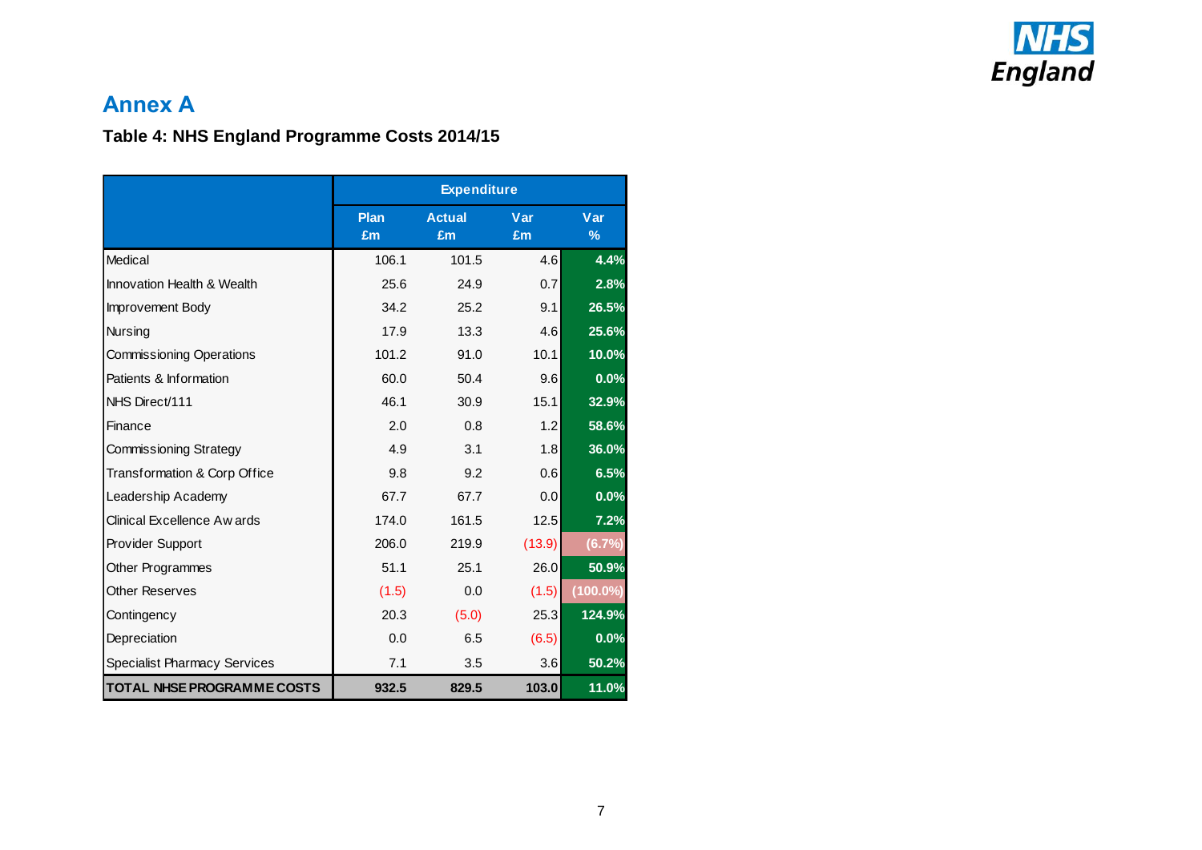## Annex A

**Table 4: NHS England Programme Costs 2014/15**

| | Expenditure | | | |
|---|---|---|---|---|
| | Plan £m | Actual £m | Var £m | Var % |
| Medical | 106.1 | 101.5 | 4.6 | 4.4% |
| Innovation Health & Wealth | 25.6 | 24.9 | 0.7 | 2.8% |
| Improvement Body | 34.2 | 25.2 | 9.1 | 26.5% |
| Nursing | 17.9 | 13.3 | 4.6 | 25.6% |
| Commissioning Operations | 101.2 | 91.0 | 10.1 | 10.0% |
| Patients & Information | 60.0 | 50.4 | 9.6 | 0.0% |
| NHS Direct/111 | 46.1 | 30.9 | 15.1 | 32.9% |
| Finance | 2.0 | 0.8 | 1.2 | 58.6% |
| Commissioning Strategy | 4.9 | 3.1 | 1.8 | 36.0% |
| Transformation & Corp Office | 9.8 | 9.2 | 0.6 | 6.5% |
| Leadership Academy | 67.7 | 67.7 | 0.0 | 0.0% |
| Clinical Excellence Awards | 174.0 | 161.5 | 12.5 | 7.2% |
| Provider Support | 206.0 | 219.9 | (13.9) | (6.7%) |
| Other Programmes | 51.1 | 25.1 | 26.0 | 50.9% |
| Other Reserves | (1.5) | 0.0 | (1.5) | (100.0%) |
| Contingency | 20.3 | (5.0) | 25.3 | 124.9% |
| Depreciation | 0.0 | 6.5 | (6.5) | 0.0% |
| Specialist Pharmacy Services | 7.1 | 3.5 | 3.6 | 50.2% |
| **TOTAL NHSE PROGRAMME COSTS** | **932.5** | **829.5** | **103.0** | **11.0%** |